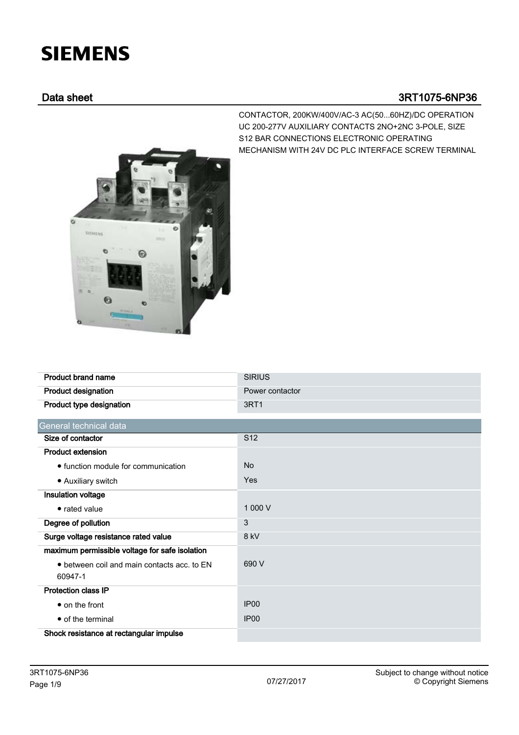# SIEMENS

## Data sheet 3RT1075-6NP36

CONTACTOR, 200KW/400V/AC-3 AC(50...60HZ)/DC OPERATION UC 200-277V AUXILIARY CONTACTS 2NO+2NC 3-POLE, SIZE S12 BAR CONNECTIONS ELECTRONIC OPERATING MECHANISM WITH 24V DC PLC INTERFACE SCREW TERMINAL

| | |
|---|---|
| **Product brand name** | SIRIUS |
| **Product designation** | Power contactor |
| **Product type designation** | 3RT1 |

| General technical data | |
|---|---|
| **Size of contactor** | S12 |
| **Product extension** | |
| • function module for communication | No |
| • Auxiliary switch | Yes |
| **Insulation voltage** | |
| • rated value | 1 000 V |
| **Degree of pollution** | 3 |
| **Surge voltage resistance rated value** | 8 kV |
| **maximum permissible voltage for safe isolation** | |
| • between coil and main contacts acc. to EN 60947-1 | 690 V |
| **Protection class IP** | |
| • on the front | IP00 |
| • of the terminal | IP00 |
| **Shock resistance at rectangular impulse** | |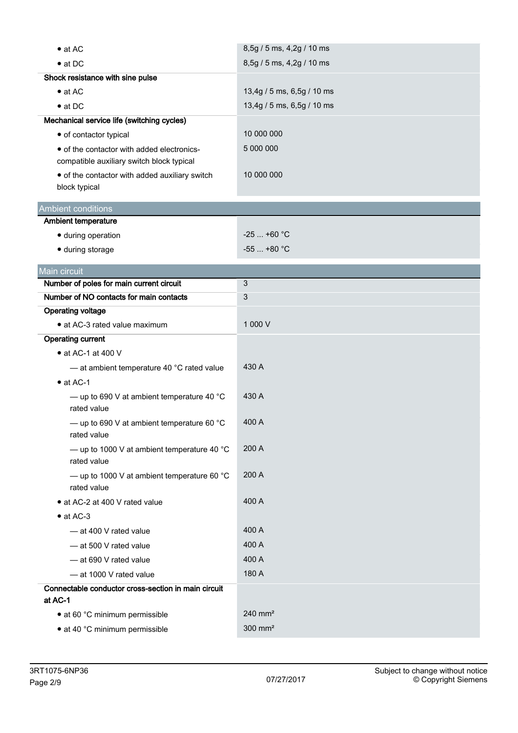| | |
|---|---|
| • at AC | 8,5g / 5 ms, 4,2g / 10 ms |
| • at DC | 8,5g / 5 ms, 4,2g / 10 ms |
| **Shock resistance with sine pulse** | |
| • at AC | 13,4g / 5 ms, 6,5g / 10 ms |
| • at DC | 13,4g / 5 ms, 6,5g / 10 ms |
| **Mechanical service life (switching cycles)** | |
| • of contactor typical | 10 000 000 |
| • of the contactor with added electronics-compatible auxiliary switch block typical | 5 000 000 |
| • of the contactor with added auxiliary switch block typical | 10 000 000 |

## Ambient conditions

| | |
|---|---|
| **Ambient temperature** | |
| • during operation | -25 ... +60 °C |
| • during storage | -55 ... +80 °C |

## Main circuit

| | |
|---|---|
| **Number of poles for main current circuit** | 3 |
| **Number of NO contacts for main contacts** | 3 |
| **Operating voltage** | |
| • at AC-3 rated value maximum | 1 000 V |
| **Operating current** | |
| • at AC-1 at 400 V | |
| — at ambient temperature 40 °C rated value | 430 A |
| • at AC-1 | |
| — up to 690 V at ambient temperature 40 °C rated value | 430 A |
| — up to 690 V at ambient temperature 60 °C rated value | 400 A |
| — up to 1000 V at ambient temperature 40 °C rated value | 200 A |
| — up to 1000 V at ambient temperature 60 °C rated value | 200 A |
| • at AC-2 at 400 V rated value | 400 A |
| • at AC-3 | |
| — at 400 V rated value | 400 A |
| — at 500 V rated value | 400 A |
| — at 690 V rated value | 400 A |
| — at 1000 V rated value | 180 A |
| **Connectable conductor cross-section in main circuit at AC-1** | |
| • at 60 °C minimum permissible | 240 mm² |
| • at 40 °C minimum permissible | 300 mm² |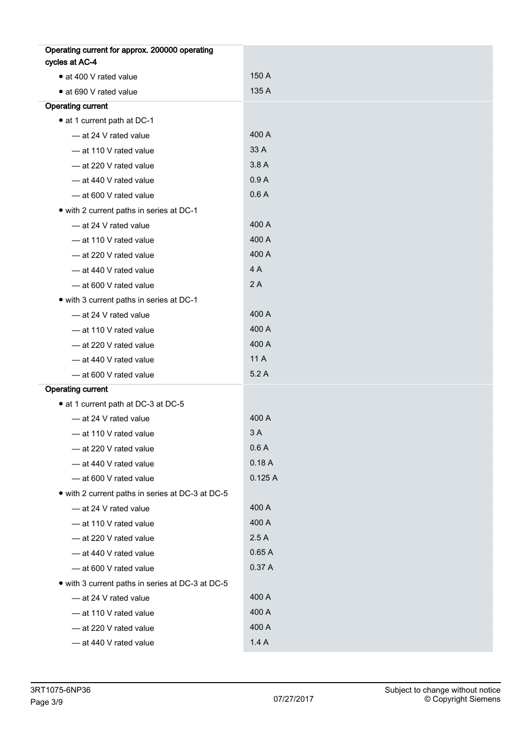| | |
|---|---|
| **Operating current for approx. 200000 operating cycles at AC-4** | |
| • at 400 V rated value | 150 A |
| • at 690 V rated value | 135 A |
| **Operating current** | |
| • at 1 current path at DC-1 | |
| — at 24 V rated value | 400 A |
| — at 110 V rated value | 33 A |
| — at 220 V rated value | 3.8 A |
| — at 440 V rated value | 0.9 A |
| — at 600 V rated value | 0.6 A |
| • with 2 current paths in series at DC-1 | |
| — at 24 V rated value | 400 A |
| — at 110 V rated value | 400 A |
| — at 220 V rated value | 400 A |
| — at 440 V rated value | 4 A |
| — at 600 V rated value | 2 A |
| • with 3 current paths in series at DC-1 | |
| — at 24 V rated value | 400 A |
| — at 110 V rated value | 400 A |
| — at 220 V rated value | 400 A |
| — at 440 V rated value | 11 A |
| — at 600 V rated value | 5.2 A |
| **Operating current** | |
| • at 1 current path at DC-3 at DC-5 | |
| — at 24 V rated value | 400 A |
| — at 110 V rated value | 3 A |
| — at 220 V rated value | 0.6 A |
| — at 440 V rated value | 0.18 A |
| — at 600 V rated value | 0.125 A |
| • with 2 current paths in series at DC-3 at DC-5 | |
| — at 24 V rated value | 400 A |
| — at 110 V rated value | 400 A |
| — at 220 V rated value | 2.5 A |
| — at 440 V rated value | 0.65 A |
| — at 600 V rated value | 0.37 A |
| • with 3 current paths in series at DC-3 at DC-5 | |
| — at 24 V rated value | 400 A |
| — at 110 V rated value | 400 A |
| — at 220 V rated value | 400 A |
| — at 440 V rated value | 1.4 A |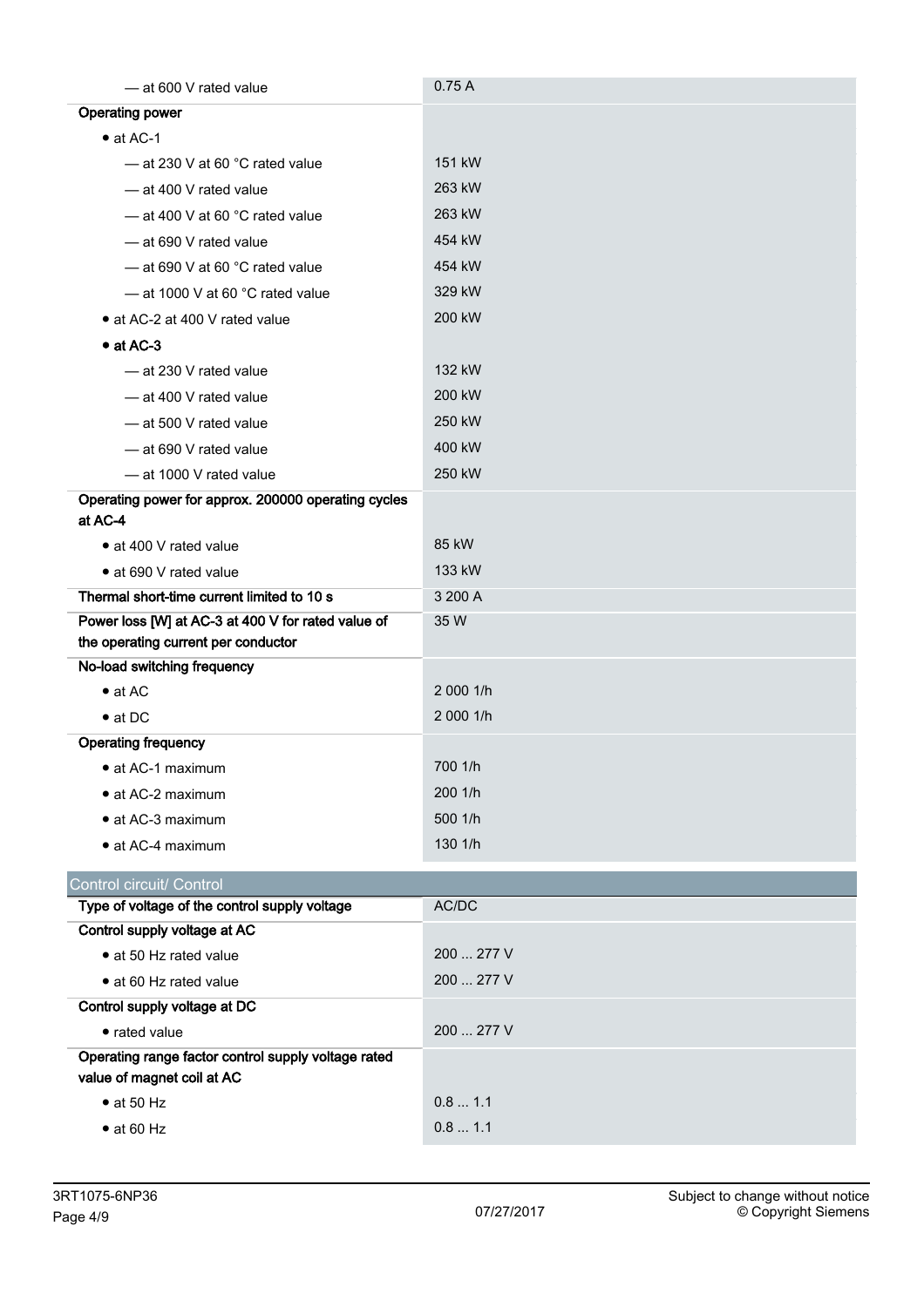| | |
|---|---|
| — at 600 V rated value | 0.75 A |
| **Operating power** | |
| • at AC-1 | |
| — at 230 V at 60 °C rated value | 151 kW |
| — at 400 V rated value | 263 kW |
| — at 400 V at 60 °C rated value | 263 kW |
| — at 690 V rated value | 454 kW |
| — at 690 V at 60 °C rated value | 454 kW |
| — at 1000 V at 60 °C rated value | 329 kW |
| • at AC-2 at 400 V rated value | 200 kW |
| • at AC-3 | |
| — at 230 V rated value | 132 kW |
| — at 400 V rated value | 200 kW |
| — at 500 V rated value | 250 kW |
| — at 690 V rated value | 400 kW |
| — at 1000 V rated value | 250 kW |
| **Operating power for approx. 200000 operating cycles at AC-4** | |
| • at 400 V rated value | 85 kW |
| • at 690 V rated value | 133 kW |
| **Thermal short-time current limited to 10 s** | 3 200 A |
| **Power loss [W] at AC-3 at 400 V for rated value of the operating current per conductor** | 35 W |
| **No-load switching frequency** | |
| • at AC | 2 000 1/h |
| • at DC | 2 000 1/h |
| **Operating frequency** | |
| • at AC-1 maximum | 700 1/h |
| • at AC-2 maximum | 200 1/h |
| • at AC-3 maximum | 500 1/h |
| • at AC-4 maximum | 130 1/h |

## Control circuit/ Control

| | |
|---|---|
| **Type of voltage of the control supply voltage** | AC/DC |
| **Control supply voltage at AC** | |
| • at 50 Hz rated value | 200 ... 277 V |
| • at 60 Hz rated value | 200 ... 277 V |
| **Control supply voltage at DC** | |
| • rated value | 200 ... 277 V |
| **Operating range factor control supply voltage rated value of magnet coil at AC** | |
| • at 50 Hz | 0.8 ... 1.1 |
| • at 60 Hz | 0.8 ... 1.1 |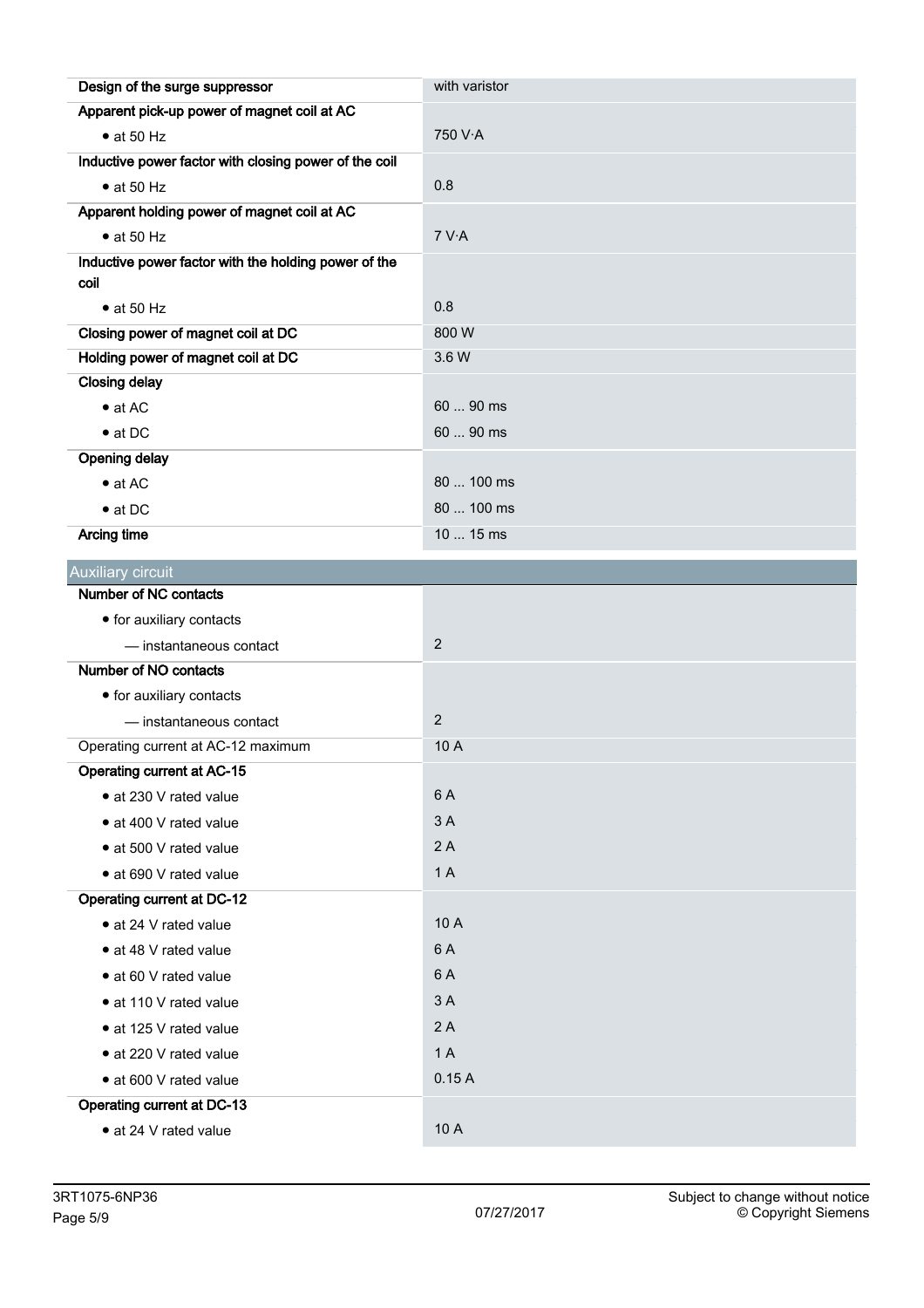| | |
|---|---|
| **Design of the surge suppressor** | with varistor |
| **Apparent pick-up power of magnet coil at AC** | |
| • at 50 Hz | 750 V·A |
| **Inductive power factor with closing power of the coil** | |
| • at 50 Hz | 0.8 |
| **Apparent holding power of magnet coil at AC** | |
| • at 50 Hz | 7 V·A |
| **Inductive power factor with the holding power of the coil** | |
| • at 50 Hz | 0.8 |
| **Closing power of magnet coil at DC** | 800 W |
| **Holding power of magnet coil at DC** | 3.6 W |
| **Closing delay** | |
| • at AC | 60 ... 90 ms |
| • at DC | 60 ... 90 ms |
| **Opening delay** | |
| • at AC | 80 ... 100 ms |
| • at DC | 80 ... 100 ms |
| **Arcing time** | 10 ... 15 ms |

## Auxiliary circuit

| | |
|---|---|
| **Number of NC contacts** | |
| • for auxiliary contacts | |
| — instantaneous contact | 2 |
| **Number of NO contacts** | |
| • for auxiliary contacts | |
| — instantaneous contact | 2 |
| Operating current at AC-12 maximum | 10 A |
| **Operating current at AC-15** | |
| • at 230 V rated value | 6 A |
| • at 400 V rated value | 3 A |
| • at 500 V rated value | 2 A |
| • at 690 V rated value | 1 A |
| **Operating current at DC-12** | |
| • at 24 V rated value | 10 A |
| • at 48 V rated value | 6 A |
| • at 60 V rated value | 6 A |
| • at 110 V rated value | 3 A |
| • at 125 V rated value | 2 A |
| • at 220 V rated value | 1 A |
| • at 600 V rated value | 0.15 A |
| **Operating current at DC-13** | |
| • at 24 V rated value | 10 A |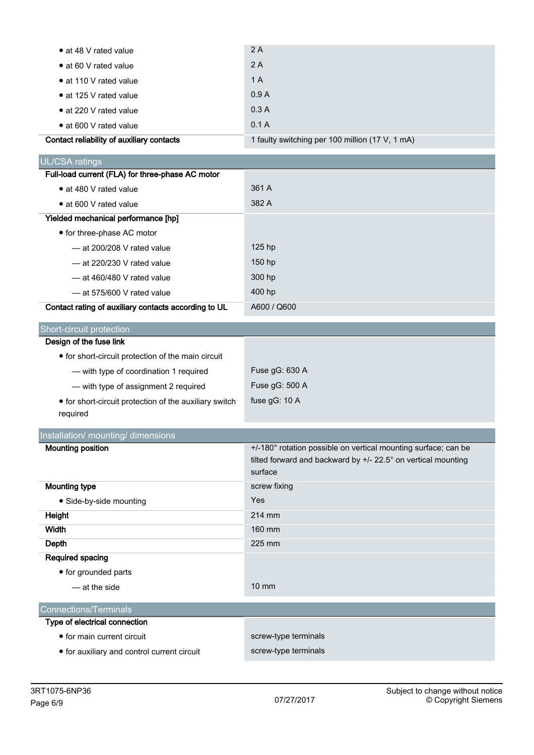| | |
|---|---|
| • at 48 V rated value | 2 A |
| • at 60 V rated value | 2 A |
| • at 110 V rated value | 1 A |
| • at 125 V rated value | 0.9 A |
| • at 220 V rated value | 0.3 A |
| • at 600 V rated value | 0.1 A |
| **Contact reliability of auxiliary contacts** | 1 faulty switching per 100 million (17 V, 1 mA) |

## UL/CSA ratings

| | |
|---|---|
| **Full-load current (FLA) for three-phase AC motor** | |
| • at 480 V rated value | 361 A |
| • at 600 V rated value | 382 A |
| **Yielded mechanical performance [hp]** | |
| • for three-phase AC motor | |
| — at 200/208 V rated value | 125 hp |
| — at 220/230 V rated value | 150 hp |
| — at 460/480 V rated value | 300 hp |
| — at 575/600 V rated value | 400 hp |
| **Contact rating of auxiliary contacts according to UL** | A600 / Q600 |

## Short-circuit protection

| | |
|---|---|
| **Design of the fuse link** | |
| • for short-circuit protection of the main circuit | |
| — with type of coordination 1 required | Fuse gG: 630 A |
| — with type of assignment 2 required | Fuse gG: 500 A |
| • for short-circuit protection of the auxiliary switch required | fuse gG: 10 A |

## Installation/ mounting/ dimensions

| | |
|---|---|
| **Mounting position** | +/-180° rotation possible on vertical mounting surface; can be tilted forward and backward by +/- 22.5° on vertical mounting surface |
| **Mounting type** | screw fixing |
| • Side-by-side mounting | Yes |
| **Height** | 214 mm |
| **Width** | 160 mm |
| **Depth** | 225 mm |
| **Required spacing** | |
| • for grounded parts | |
| — at the side | 10 mm |

## Connections/Terminals

| | |
|---|---|
| **Type of electrical connection** | |
| • for main current circuit | screw-type terminals |
| • for auxiliary and control current circuit | screw-type terminals |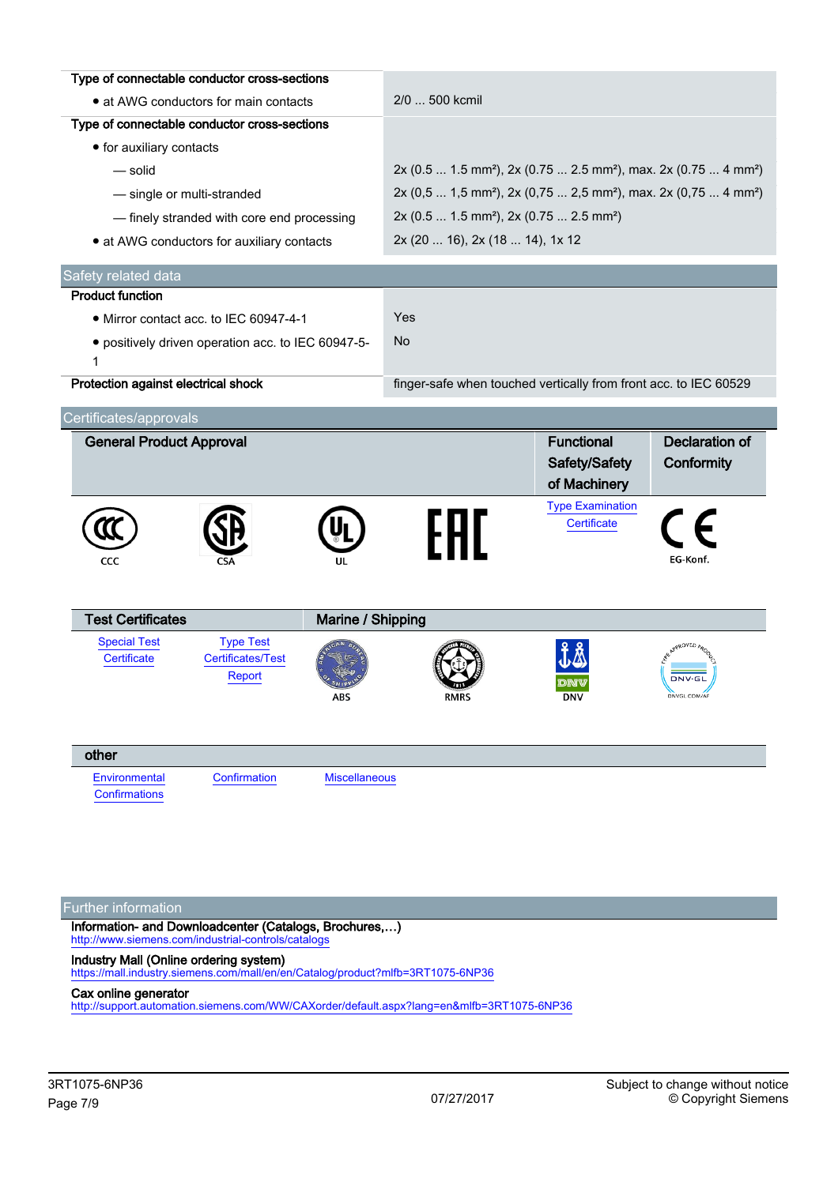| | |
|---|---|
| **Type of connectable conductor cross-sections** | |
| • at AWG conductors for main contacts | 2/0 ... 500 kcmil |
| **Type of connectable conductor cross-sections** | |
| • for auxiliary contacts | |
| — solid | 2x (0.5 ... 1.5 mm²), 2x (0.75 ... 2.5 mm²), max. 2x (0.75 ... 4 mm²) |
| — single or multi-stranded | 2x (0,5 ... 1,5 mm²), 2x (0,75 ... 2,5 mm²), max. 2x (0,75 ... 4 mm²) |
| — finely stranded with core end processing | 2x (0.5 ... 1.5 mm²), 2x (0.75 ... 2.5 mm²) |
| • at AWG conductors for auxiliary contacts | 2x (20 ... 16), 2x (18 ... 14), 1x 12 |

## Safety related data

| | |
|---|---|
| **Product function** | |
| • Mirror contact acc. to IEC 60947-4-1 | Yes |
| • positively driven operation acc. to IEC 60947-5-1 | No |
| **Protection against electrical shock** | finger-safe when touched vertically from front acc. to IEC 60529 |

## Certificates/approvals

| General Product Approval | | | | Functional Safety/Safety of Machinery | Declaration of Conformity |
|---|---|---|---|---|---|
| CCC | CSA | UL | EAC | Type Examination Certificate | EG-Konf. |

| Test Certificates | | Marine / Shipping | | | |
|---|---|---|---|---|---|
| Special Test Certificate | Type Test Certificates/Test Report | ABS | RMRS | DNV | DNV-GL |

| other | | |
|---|---|---|
| Environmental Confirmations | Confirmation | Miscellaneous |

## Further information

**Information- and Downloadcenter (Catalogs, Brochures,…)**
http://www.siemens.com/industrial-controls/catalogs

**Industry Mall (Online ordering system)**
https://mall.industry.siemens.com/mall/en/en/Catalog/product?mlfb=3RT1075-6NP36

**Cax online generator**
http://support.automation.siemens.com/WW/CAXorder/default.aspx?lang=en&mlfb=3RT1075-6NP36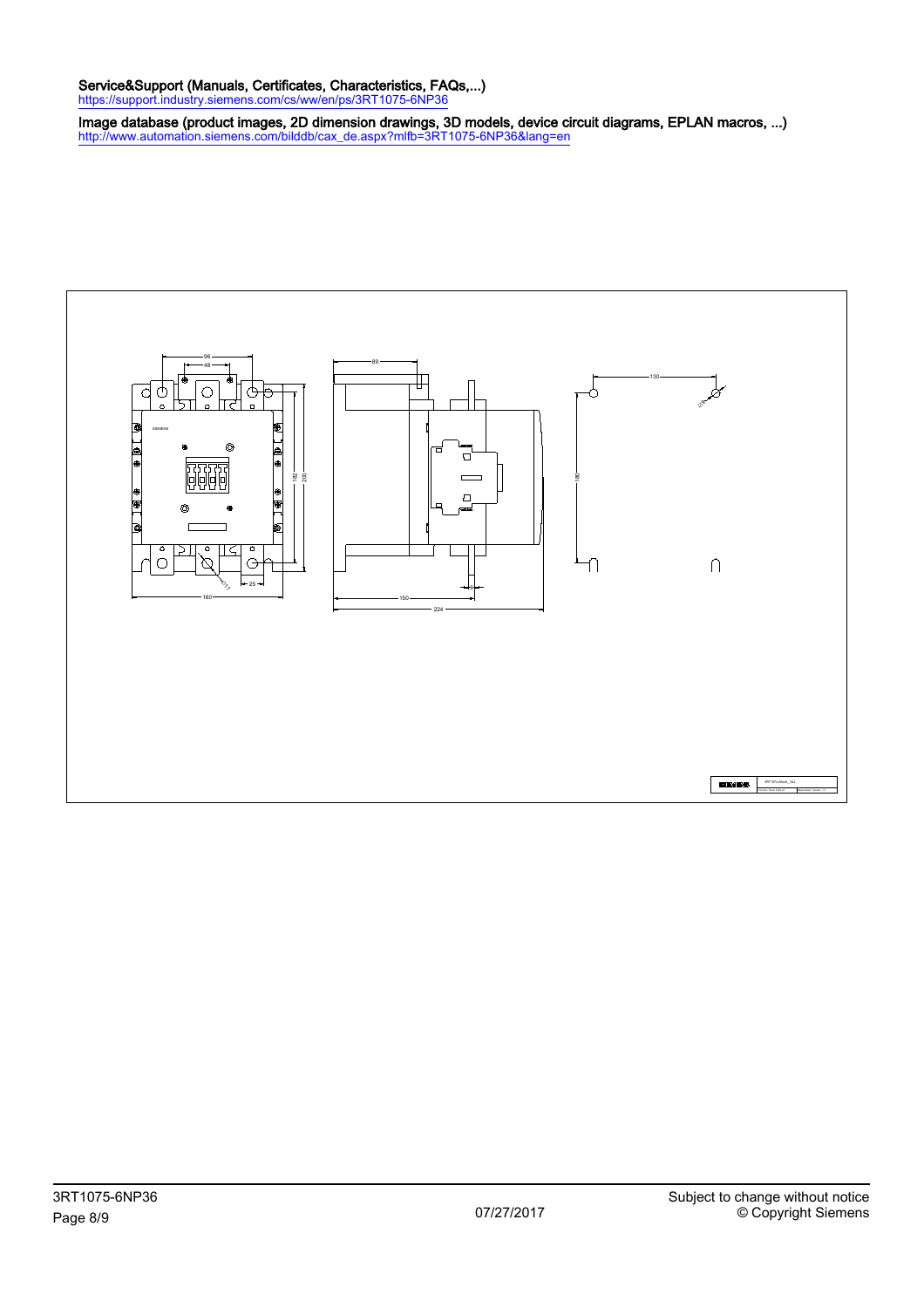**Service&Support (Manuals, Certificates, Characteristics, FAQs,...)**
https://support.industry.siemens.com/cs/ww/en/ps/3RT1075-6NP36

**Image database (product images, 2D dimension drawings, 3D models, device circuit diagrams, EPLAN macros, ...)**
http://www.automation.siemens.com/bilddb/cax_de.aspx?mlfb=3RT1075-6NP36&lang=en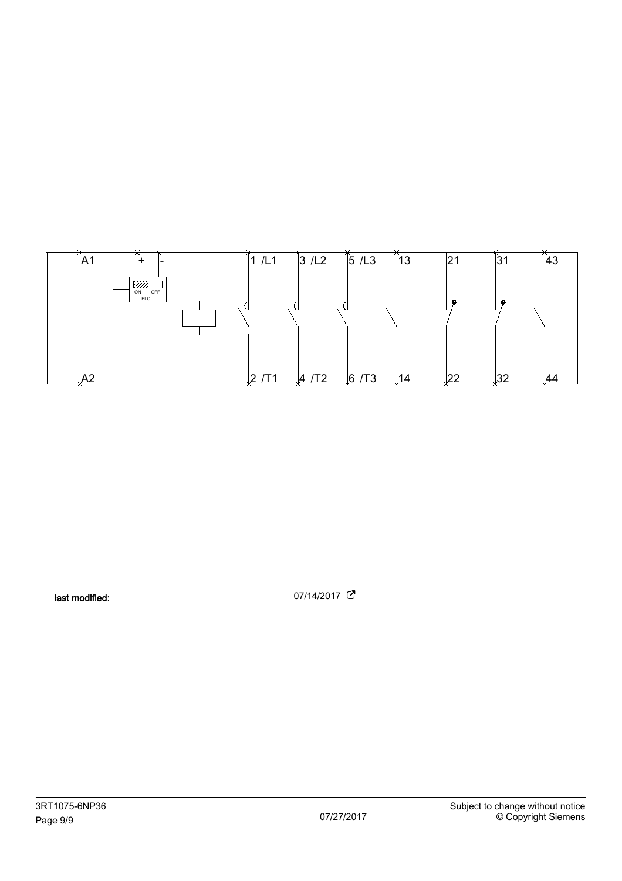A1

+

-

ON OFF

PLC

1 /L1

3 /L2

5 /L3

13

21

31

43

A2

2 /T1

4 /T2

6 /T3

14

22

32

44

**last modified:** 07/14/2017